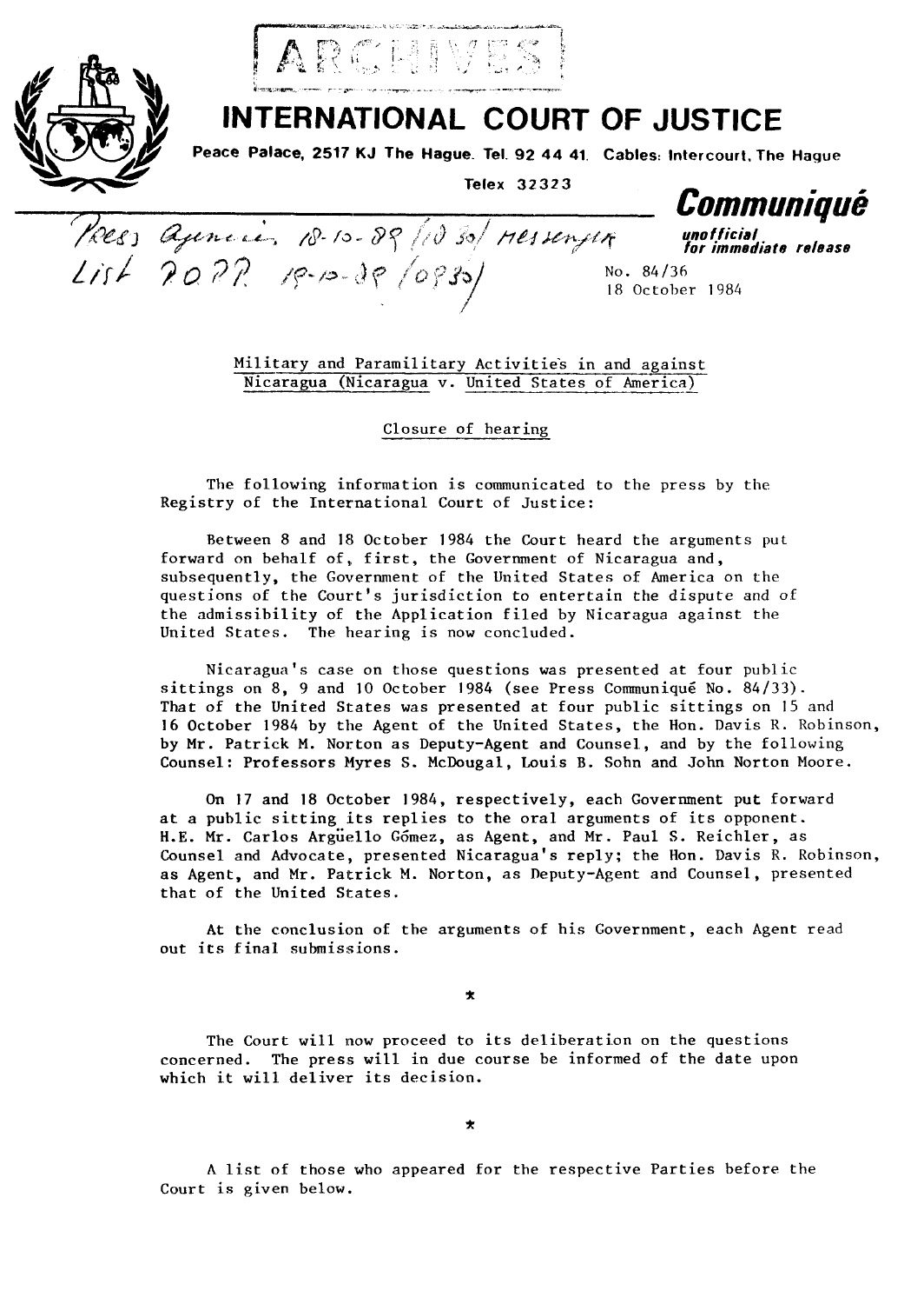ARCHIVES

# INTERNATIONAL COURT OF JUSTICE

**Peace Palace, 2517 KJ The Hague. Tel. 92 44 41. Cables: Intercourt, The Hague**

**Telex 32323**

## *Communiqué*

*unofficial for immediate release*

Press agencies, 18-10-89 (10 30) messenger
List 2022 19-10-89 (0830)

No. 84/36
18 October 1984

Military and Paramilitary Activities in and against Nicaragua (Nicaragua v. United States of America)

Closure of hearing

The following information is communicated to the press by the Registry of the International Court of Justice:

Between 8 and 18 October 1984 the Court heard the arguments put forward on behalf of, first, the Government of Nicaragua and, subsequently, the Government of the United States of America on the questions of the Court's jurisdiction to entertain the dispute and of the admissibility of the Application filed by Nicaragua against the United States. The hearing is now concluded.

Nicaragua's case on those questions was presented at four public sittings on 8, 9 and 10 October 1984 (see Press Communiqué No. 84/33). That of the United States was presented at four public sittings on 15 and 16 October 1984 by the Agent of the United States, the Hon. Davis R. Robinson, by Mr. Patrick M. Norton as Deputy-Agent and Counsel, and by the following Counsel: Professors Myres S. McDougal, Louis B. Sohn and John Norton Moore.

On 17 and 18 October 1984, respectively, each Government put forward at a public sitting its replies to the oral arguments of its opponent. H.E. Mr. Carlos Argüello Gómez, as Agent, and Mr. Paul S. Reichler, as Counsel and Advocate, presented Nicaragua's reply; the Hon. Davis R. Robinson, as Agent, and Mr. Patrick M. Norton, as Deputy-Agent and Counsel, presented that of the United States.

At the conclusion of the arguments of his Government, each Agent read out its final submissions.

*

The Court will now proceed to its deliberation on the questions concerned. The press will in due course be informed of the date upon which it will deliver its decision.

*

A list of those who appeared for the respective Parties before the Court is given below.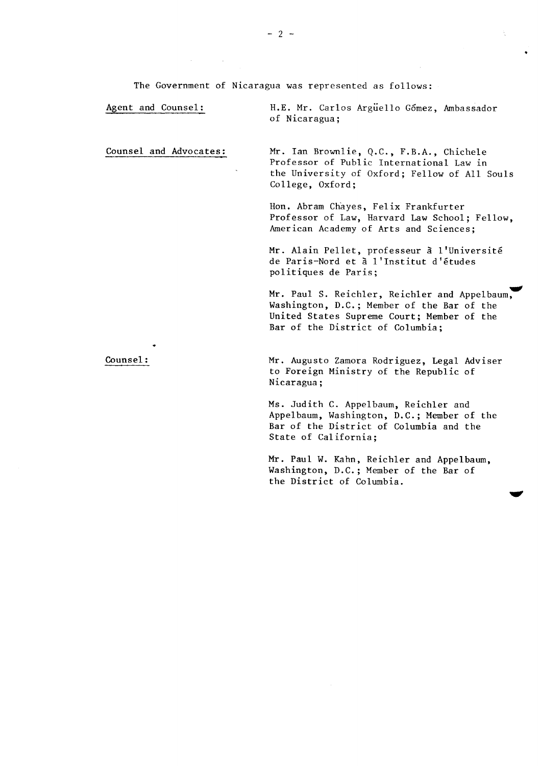The Government of Nicaragua was represented as follows:

| | |
|---|---|
| Agent and Counsel: | H.E. Mr. Carlos Argüello Gómez, Ambassador of Nicaragua; |
| Counsel and Advocates: | Mr. Ian Brownlie, Q.C., F.B.A., Chichele Professor of Public International Law in the University of Oxford; Fellow of All Souls College, Oxford; |
| | Hon. Abram Chayes, Felix Frankfurter Professor of Law, Harvard Law School; Fellow, American Academy of Arts and Sciences; |
| | Mr. Alain Pellet, professeur à l'Université de Paris-Nord et à l'Institut d'études politiques de Paris; |
| | Mr. Paul S. Reichler, Reichler and Appelbaum, Washington, D.C.; Member of the Bar of the United States Supreme Court; Member of the Bar of the District of Columbia; |
| Counsel: | Mr. Augusto Zamora Rodriguez, Legal Adviser to Foreign Ministry of the Republic of Nicaragua; |
| | Ms. Judith C. Appelbaum, Reichler and Appelbaum, Washington, D.C.; Member of the Bar of the District of Columbia and the State of California; |
| | Mr. Paul W. Kahn, Reichler and Appelbaum, Washington, D.C.; Member of the Bar of the District of Columbia. |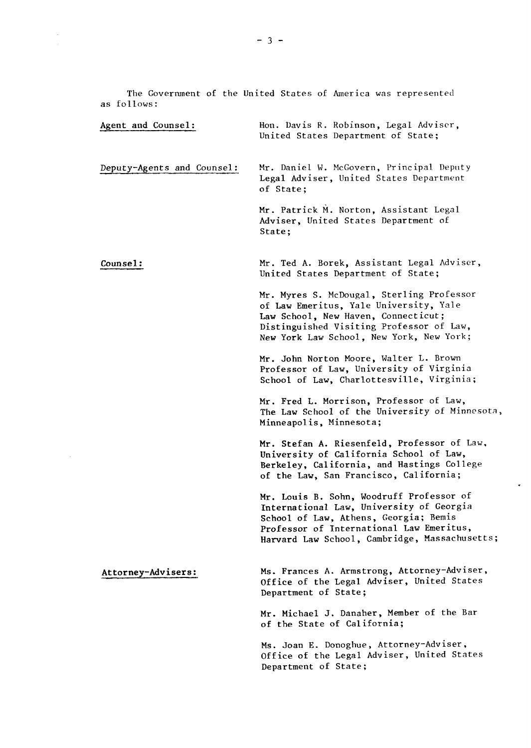The Government of the United States of America was represented as follows:

| | |
|---|---|
| <u>Agent and Counsel:</u> | Hon. Davis R. Robinson, Legal Adviser, United States Department of State; |
| <u>Deputy-Agents and Counsel:</u> | Mr. Daniel W. McGovern, Principal Deputy Legal Adviser, United States Department of State; |
| | Mr. Patrick M. Norton, Assistant Legal Adviser, United States Department of State; |
| <u>Counsel:</u> | Mr. Ted A. Borek, Assistant Legal Adviser, United States Department of State; |
| | Mr. Myres S. McDougal, Sterling Professor of Law Emeritus, Yale University, Yale Law School, New Haven, Connecticut; Distinguished Visiting Professor of Law, New York Law School, New York, New York; |
| | Mr. John Norton Moore, Walter L. Brown Professor of Law, University of Virginia School of Law, Charlottesville, Virginia; |
| | Mr. Fred L. Morrison, Professor of Law, The Law School of the University of Minnesota, Minneapolis, Minnesota; |
| | Mr. Stefan A. Riesenfeld, Professor of Law, University of California School of Law, Berkeley, California, and Hastings College of the Law, San Francisco, California; |
| | Mr. Louis B. Sohn, Woodruff Professor of International Law, University of Georgia School of Law, Athens, Georgia; Bemis Professor of International Law Emeritus, Harvard Law School, Cambridge, Massachusetts; |
| <u>Attorney-Advisers:</u> | Ms. Frances A. Armstrong, Attorney-Adviser, Office of the Legal Adviser, United States Department of State; |
| | Mr. Michael J. Danaher, Member of the Bar of the State of California; |
| | Ms. Joan E. Donoghue, Attorney-Adviser, Office of the Legal Adviser, United States Department of State; |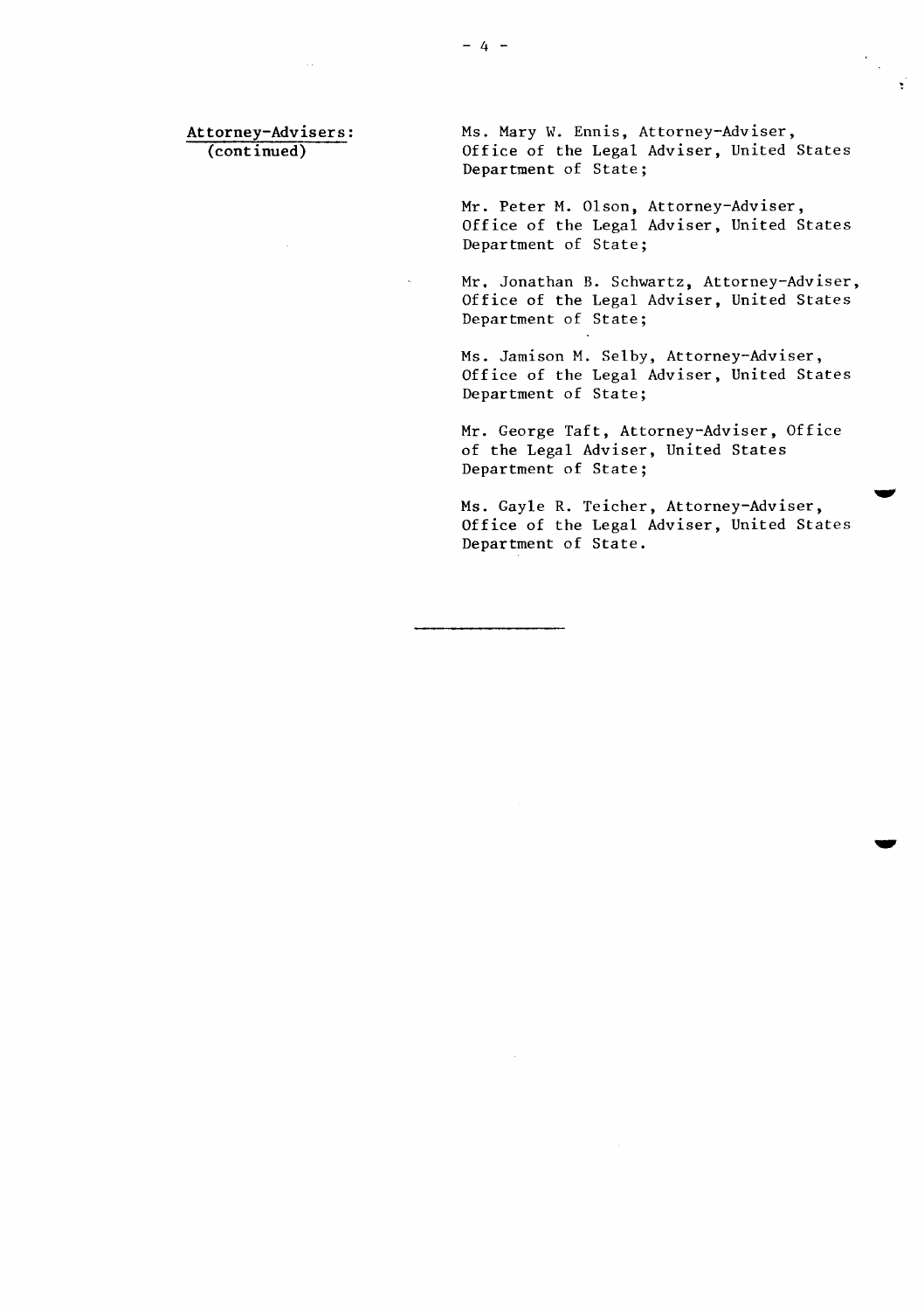<u>Attorney-Advisers:</u>
(continued)

Ms. Mary W. Ennis, Attorney-Adviser, Office of the Legal Adviser, United States Department of State;

Mr. Peter M. Olson, Attorney-Adviser, Office of the Legal Adviser, United States Department of State;

Mr. Jonathan B. Schwartz, Attorney-Adviser, Office of the Legal Adviser, United States Department of State;

Ms. Jamison M. Selby, Attorney-Adviser, Office of the Legal Adviser, United States Department of State;

Mr. George Taft, Attorney-Adviser, Office of the Legal Adviser, United States Department of State;

Ms. Gayle R. Teicher, Attorney-Adviser, Office of the Legal Adviser, United States Department of State.

---